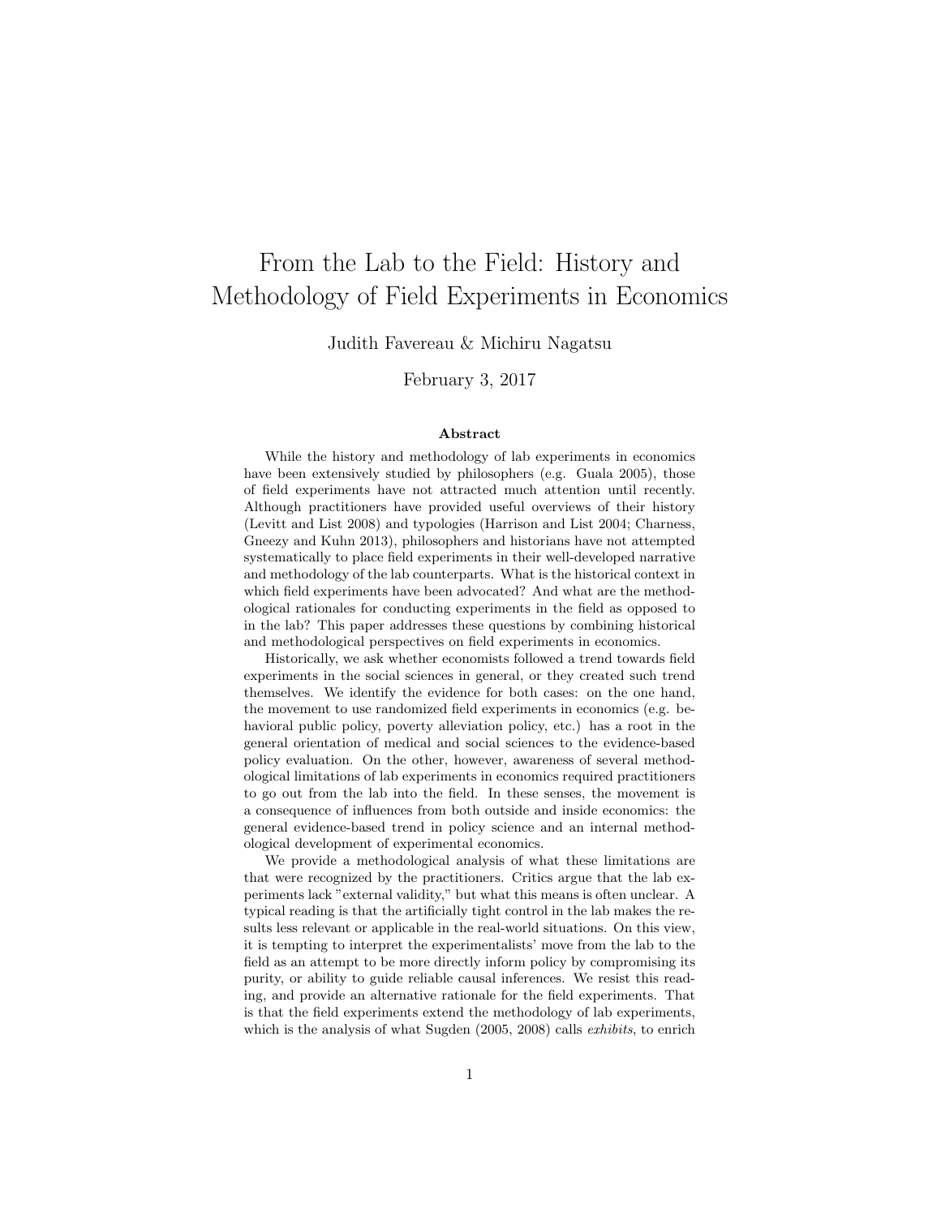# From the Lab to the Field: History and Methodology of Field Experiments in Economics

Judith Favereau & Michiru Nagatsu

February 3, 2017

### Abstract

While the history and methodology of lab experiments in economics have been extensively studied by philosophers (e.g. Guala 2005), those of field experiments have not attracted much attention until recently. Although practitioners have provided useful overviews of their history (Levitt and List 2008) and typologies (Harrison and List 2004; Charness, Gneezy and Kuhn 2013), philosophers and historians have not attempted systematically to place field experiments in their well-developed narrative and methodology of the lab counterparts. What is the historical context in which field experiments have been advocated? And what are the methodological rationales for conducting experiments in the field as opposed to in the lab? This paper addresses these questions by combining historical and methodological perspectives on field experiments in economics.

Historically, we ask whether economists followed a trend towards field experiments in the social sciences in general, or they created such trend themselves. We identify the evidence for both cases: on the one hand, the movement to use randomized field experiments in economics (e.g. behavioral public policy, poverty alleviation policy, etc.) has a root in the general orientation of medical and social sciences to the evidence-based policy evaluation. On the other, however, awareness of several methodological limitations of lab experiments in economics required practitioners to go out from the lab into the field. In these senses, the movement is a consequence of influences from both outside and inside economics: the general evidence-based trend in policy science and an internal methodological development of experimental economics.

We provide a methodological analysis of what these limitations are that were recognized by the practitioners. Critics argue that the lab experiments lack "external validity," but what this means is often unclear. A typical reading is that the artificially tight control in the lab makes the results less relevant or applicable in the real-world situations. On this view, it is tempting to interpret the experimentalists' move from the lab to the field as an attempt to be more directly inform policy by compromising its purity, or ability to guide reliable causal inferences. We resist this reading, and provide an alternative rationale for the field experiments. That is that the field experiments extend the methodology of lab experiments, which is the analysis of what Sugden (2005, 2008) calls *exhibits*, to enrich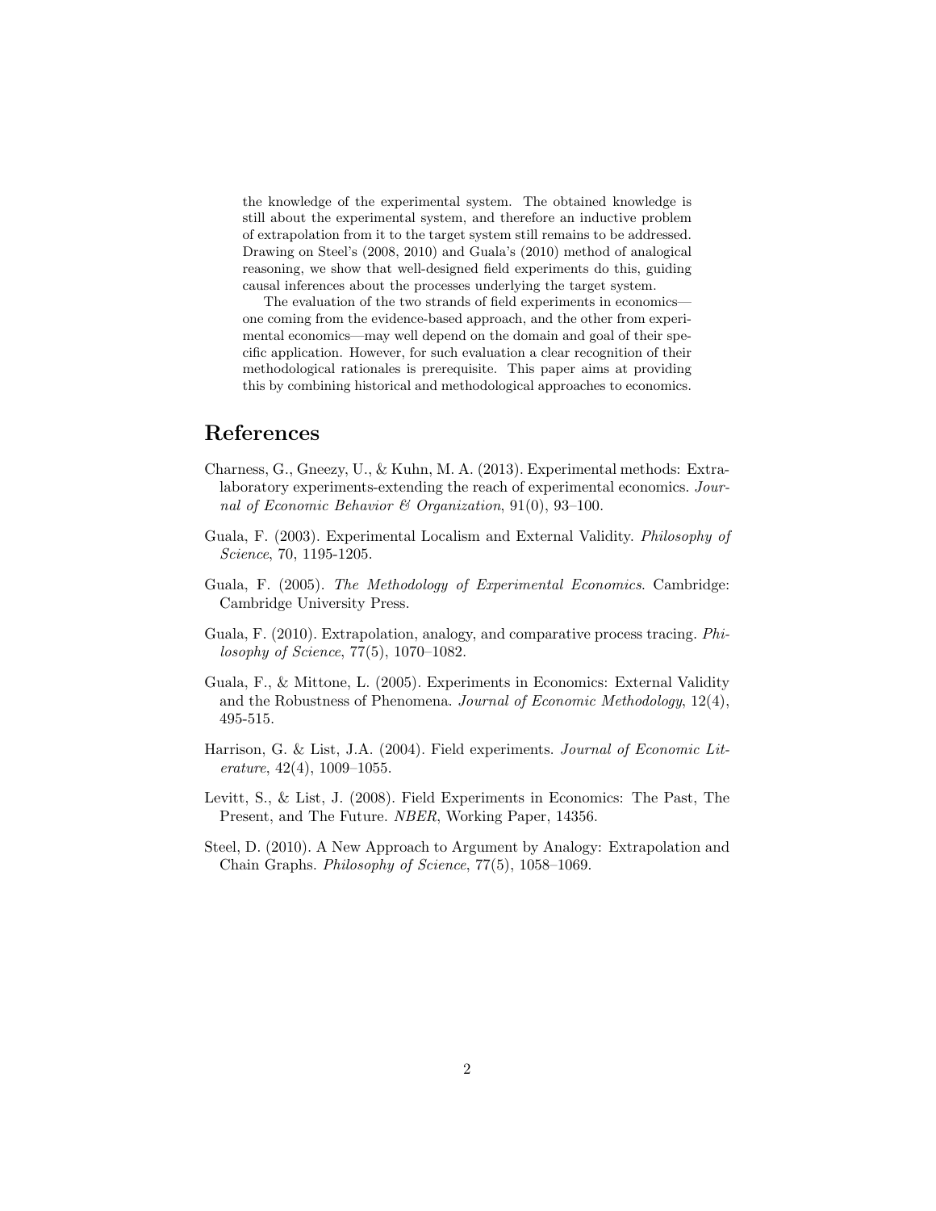the knowledge of the experimental system. The obtained knowledge is still about the experimental system, and therefore an inductive problem of extrapolation from it to the target system still remains to be addressed. Drawing on Steel's (2008, 2010) and Guala's (2010) method of analogical reasoning, we show that well-designed field experiments do this, guiding causal inferences about the processes underlying the target system.

The evaluation of the two strands of field experiments in economics—one coming from the evidence-based approach, and the other from experimental economics—may well depend on the domain and goal of their specific application. However, for such evaluation a clear recognition of their methodological rationales is prerequisite. This paper aims at providing this by combining historical and methodological approaches to economics.

# References

Charness, G., Gneezy, U., & Kuhn, M. A. (2013). Experimental methods: Extra-laboratory experiments-extending the reach of experimental economics. *Journal of Economic Behavior & Organization*, 91(0), 93–100.

Guala, F. (2003). Experimental Localism and External Validity. *Philosophy of Science*, 70, 1195-1205.

Guala, F. (2005). *The Methodology of Experimental Economics*. Cambridge: Cambridge University Press.

Guala, F. (2010). Extrapolation, analogy, and comparative process tracing. *Philosophy of Science*, 77(5), 1070–1082.

Guala, F., & Mittone, L. (2005). Experiments in Economics: External Validity and the Robustness of Phenomena. *Journal of Economic Methodology*, 12(4), 495-515.

Harrison, G. & List, J.A. (2004). Field experiments. *Journal of Economic Literature*, 42(4), 1009–1055.

Levitt, S., & List, J. (2008). Field Experiments in Economics: The Past, The Present, and The Future. *NBER*, Working Paper, 14356.

Steel, D. (2010). A New Approach to Argument by Analogy: Extrapolation and Chain Graphs. *Philosophy of Science*, 77(5), 1058–1069.